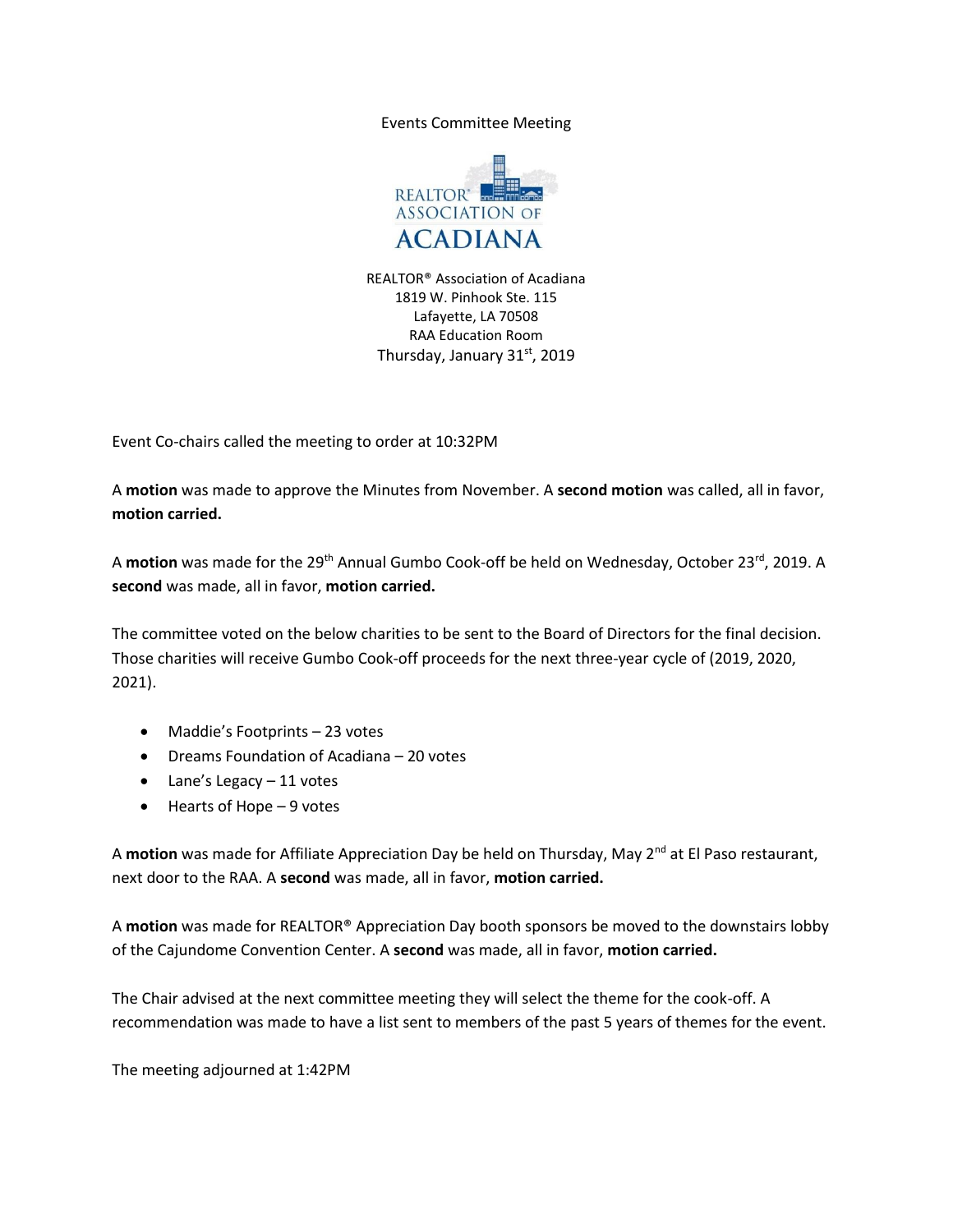Events Committee Meeting

REALTOR® ASSOCIATION OF ACADIANA

REALTOR® Association of Acadiana
1819 W. Pinhook Ste. 115
Lafayette, LA 70508
RAA Education Room
Thursday, January 31st, 2019

Event Co-chairs called the meeting to order at 10:32PM

A **motion** was made to approve the Minutes from November. A **second motion** was called, all in favor, **motion carried.**

A **motion** was made for the 29th Annual Gumbo Cook-off be held on Wednesday, October 23rd, 2019. A **second** was made, all in favor, **motion carried.**

The committee voted on the below charities to be sent to the Board of Directors for the final decision. Those charities will receive Gumbo Cook-off proceeds for the next three-year cycle of (2019, 2020, 2021).

- Maddie's Footprints – 23 votes
- Dreams Foundation of Acadiana – 20 votes
- Lane's Legacy – 11 votes
- Hearts of Hope – 9 votes

A **motion** was made for Affiliate Appreciation Day be held on Thursday, May 2nd at El Paso restaurant, next door to the RAA. A **second** was made, all in favor, **motion carried.**

A **motion** was made for REALTOR® Appreciation Day booth sponsors be moved to the downstairs lobby of the Cajundome Convention Center. A **second** was made, all in favor, **motion carried.**

The Chair advised at the next committee meeting they will select the theme for the cook-off. A recommendation was made to have a list sent to members of the past 5 years of themes for the event.

The meeting adjourned at 1:42PM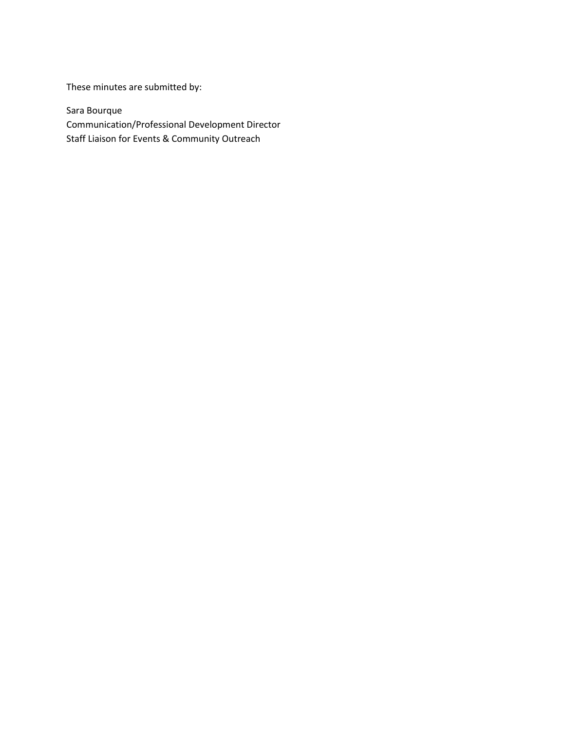These minutes are submitted by:

Sara Bourque
Communication/Professional Development Director
Staff Liaison for Events & Community Outreach